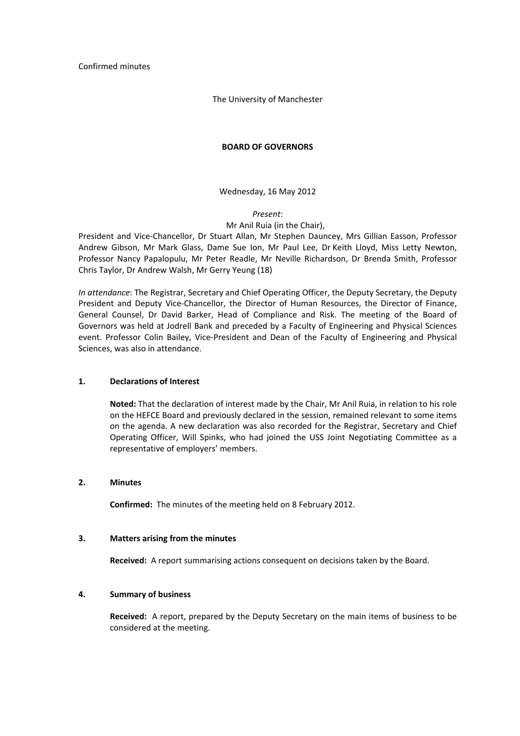Confirmed minutes

The University of Manchester

**BOARD OF GOVERNORS**

Wednesday, 16 May 2012

*Present*:
Mr Anil Ruia (in the Chair),
President and Vice-Chancellor, Dr Stuart Allan, Mr Stephen Dauncey, Mrs Gillian Easson, Professor Andrew Gibson, Mr Mark Glass, Dame Sue Ion, Mr Paul Lee, Dr Keith Lloyd, Miss Letty Newton, Professor Nancy Papalopulu, Mr Peter Readle, Mr Neville Richardson, Dr Brenda Smith, Professor Chris Taylor, Dr Andrew Walsh, Mr Gerry Yeung (18)

*In attendance*: The Registrar, Secretary and Chief Operating Officer, the Deputy Secretary, the Deputy President and Deputy Vice-Chancellor, the Director of Human Resources, the Director of Finance, General Counsel, Dr David Barker, Head of Compliance and Risk. The meeting of the Board of Governors was held at Jodrell Bank and preceded by a Faculty of Engineering and Physical Sciences event. Professor Colin Bailey, Vice-President and Dean of the Faculty of Engineering and Physical Sciences, was also in attendance.

## 1. Declarations of Interest

**Noted:** That the declaration of interest made by the Chair, Mr Anil Ruia, in relation to his role on the HEFCE Board and previously declared in the session, remained relevant to some items on the agenda. A new declaration was also recorded for the Registrar, Secretary and Chief Operating Officer, Will Spinks, who had joined the USS Joint Negotiating Committee as a representative of employers' members.

## 2. Minutes

**Confirmed:** The minutes of the meeting held on 8 February 2012.

## 3. Matters arising from the minutes

**Received:** A report summarising actions consequent on decisions taken by the Board.

## 4. Summary of business

**Received:** A report, prepared by the Deputy Secretary on the main items of business to be considered at the meeting.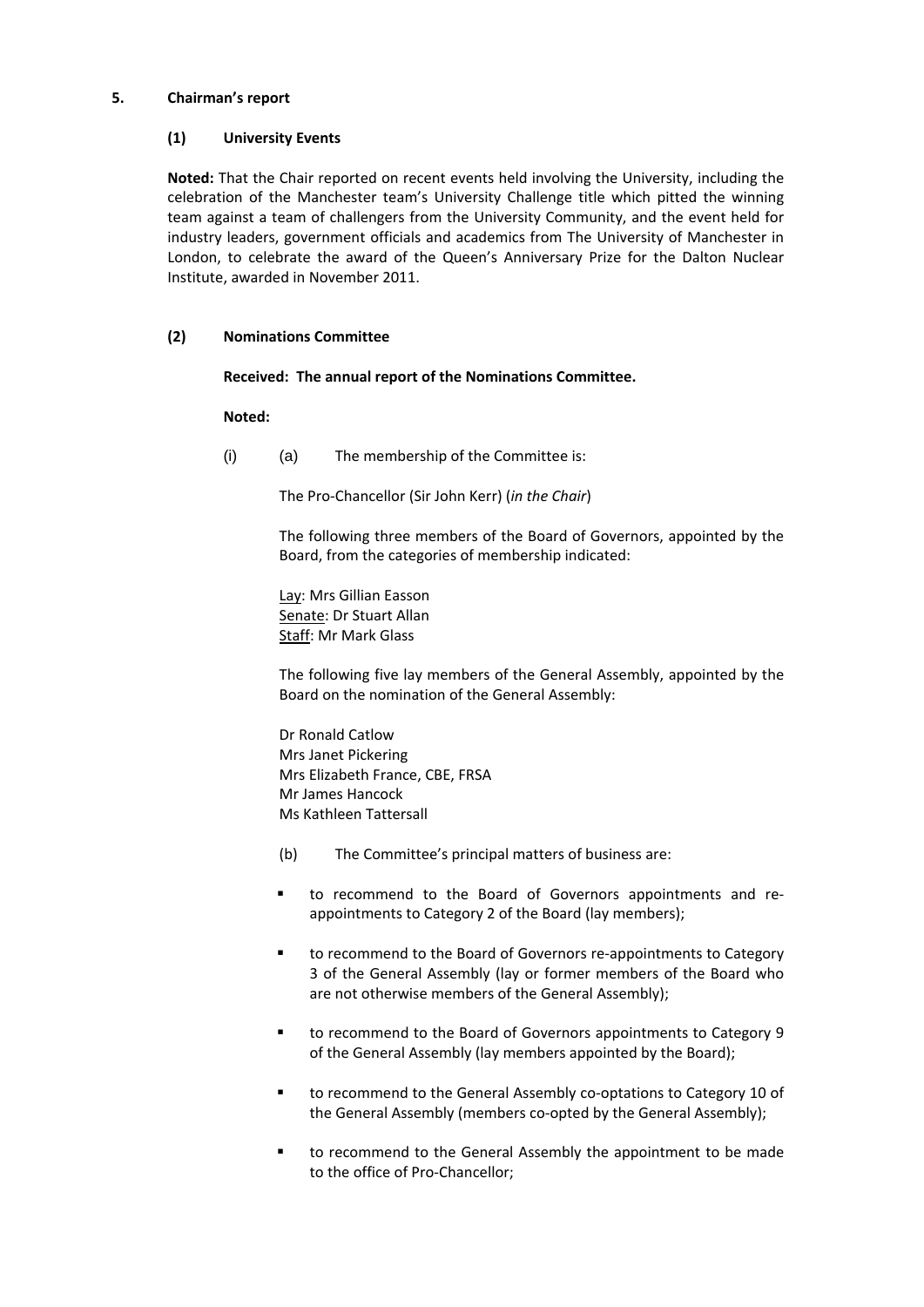**5. Chairman's report**

**(1) University Events**

**Noted:** That the Chair reported on recent events held involving the University, including the celebration of the Manchester team's University Challenge title which pitted the winning team against a team of challengers from the University Community, and the event held for industry leaders, government officials and academics from The University of Manchester in London, to celebrate the award of the Queen's Anniversary Prize for the Dalton Nuclear Institute, awarded in November 2011.

**(2) Nominations Committee**

**Received: The annual report of the Nominations Committee.**

**Noted:**

(i) (a) The membership of the Committee is:

The Pro-Chancellor (Sir John Kerr) (*in the Chair*)

The following three members of the Board of Governors, appointed by the Board, from the categories of membership indicated:

Lay: Mrs Gillian Easson
Senate: Dr Stuart Allan
Staff: Mr Mark Glass

The following five lay members of the General Assembly, appointed by the Board on the nomination of the General Assembly:

Dr Ronald Catlow
Mrs Janet Pickering
Mrs Elizabeth France, CBE, FRSA
Mr James Hancock
Ms Kathleen Tattersall

(b) The Committee's principal matters of business are:

- to recommend to the Board of Governors appointments and re-appointments to Category 2 of the Board (lay members);
- to recommend to the Board of Governors re-appointments to Category 3 of the General Assembly (lay or former members of the Board who are not otherwise members of the General Assembly);
- to recommend to the Board of Governors appointments to Category 9 of the General Assembly (lay members appointed by the Board);
- to recommend to the General Assembly co-optations to Category 10 of the General Assembly (members co-opted by the General Assembly);
- to recommend to the General Assembly the appointment to be made to the office of Pro-Chancellor;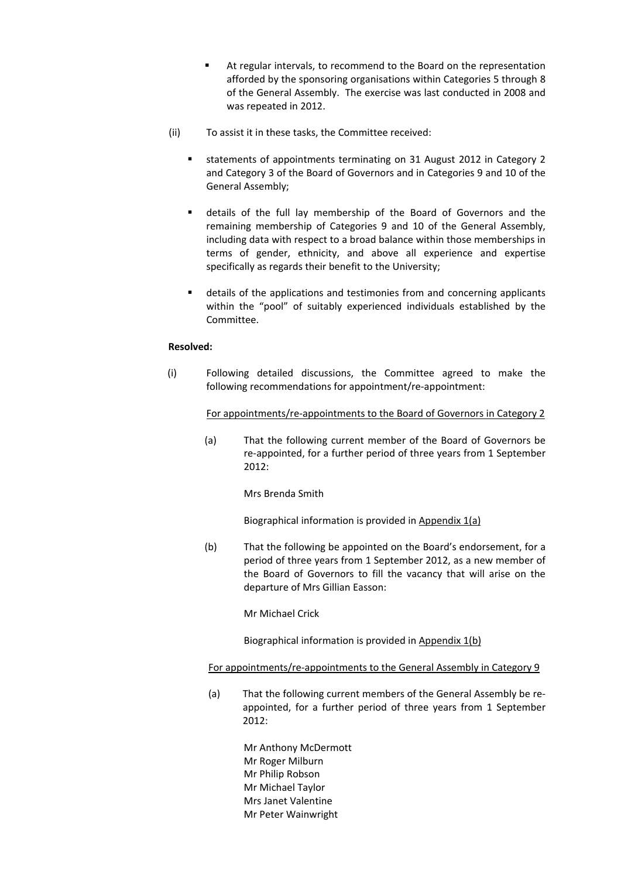- At regular intervals, to recommend to the Board on the representation afforded by the sponsoring organisations within Categories 5 through 8 of the General Assembly. The exercise was last conducted in 2008 and was repeated in 2012.

(ii) To assist it in these tasks, the Committee received:

- statements of appointments terminating on 31 August 2012 in Category 2 and Category 3 of the Board of Governors and in Categories 9 and 10 of the General Assembly;
- details of the full lay membership of the Board of Governors and the remaining membership of Categories 9 and 10 of the General Assembly, including data with respect to a broad balance within those memberships in terms of gender, ethnicity, and above all experience and expertise specifically as regards their benefit to the University;
- details of the applications and testimonies from and concerning applicants within the "pool" of suitably experienced individuals established by the Committee.

**Resolved:**

(i) Following detailed discussions, the Committee agreed to make the following recommendations for appointment/re-appointment:

For appointments/re-appointments to the Board of Governors in Category 2

(a) That the following current member of the Board of Governors be re-appointed, for a further period of three years from 1 September 2012:

Mrs Brenda Smith

Biographical information is provided in Appendix 1(a)

(b) That the following be appointed on the Board's endorsement, for a period of three years from 1 September 2012, as a new member of the Board of Governors to fill the vacancy that will arise on the departure of Mrs Gillian Easson:

Mr Michael Crick

Biographical information is provided in Appendix 1(b)

For appointments/re-appointments to the General Assembly in Category 9

(a) That the following current members of the General Assembly be re-appointed, for a further period of three years from 1 September 2012:

Mr Anthony McDermott
Mr Roger Milburn
Mr Philip Robson
Mr Michael Taylor
Mrs Janet Valentine
Mr Peter Wainwright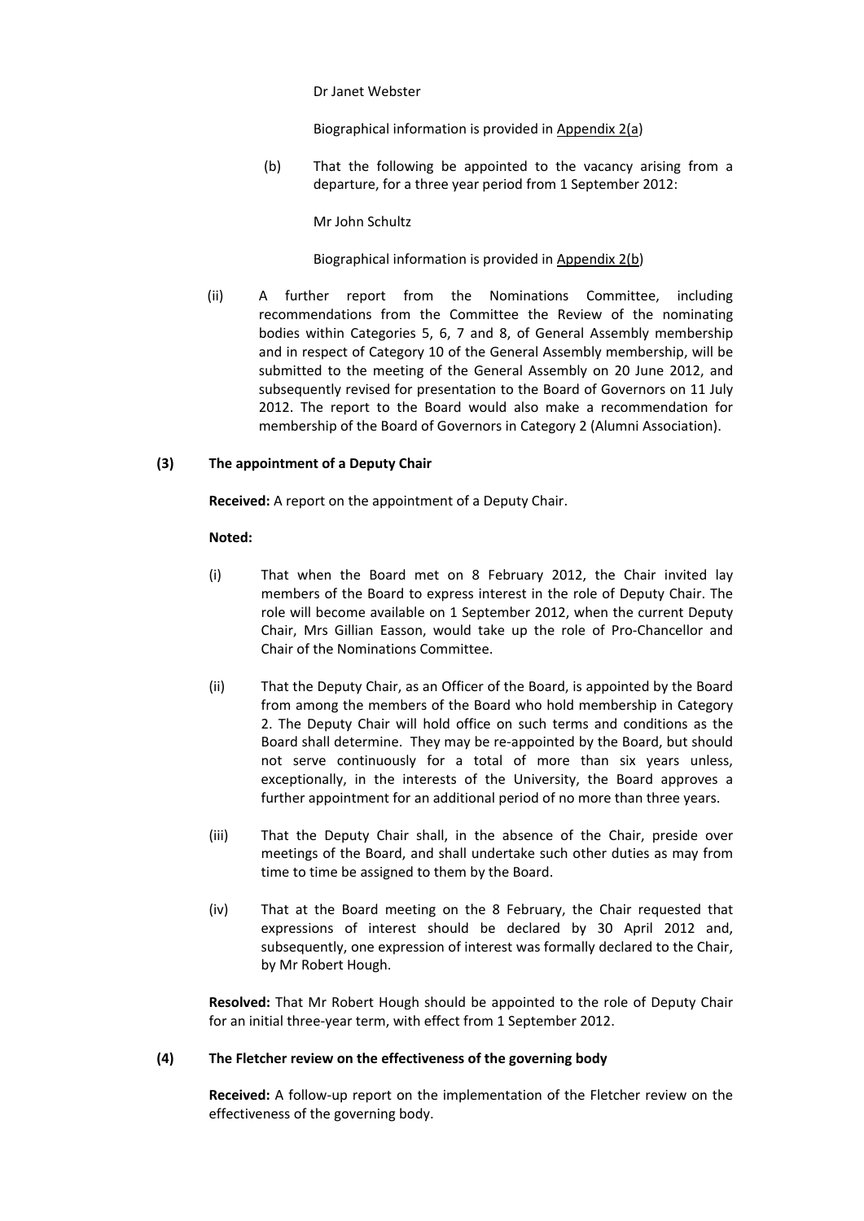Dr Janet Webster

Biographical information is provided in Appendix 2(a)

(b) That the following be appointed to the vacancy arising from a departure, for a three year period from 1 September 2012:

Mr John Schultz

Biographical information is provided in Appendix 2(b)

(ii) A further report from the Nominations Committee, including recommendations from the Committee the Review of the nominating bodies within Categories 5, 6, 7 and 8, of General Assembly membership and in respect of Category 10 of the General Assembly membership, will be submitted to the meeting of the General Assembly on 20 June 2012, and subsequently revised for presentation to the Board of Governors on 11 July 2012. The report to the Board would also make a recommendation for membership of the Board of Governors in Category 2 (Alumni Association).

**(3) The appointment of a Deputy Chair**

**Received:** A report on the appointment of a Deputy Chair.

**Noted:**

(i) That when the Board met on 8 February 2012, the Chair invited lay members of the Board to express interest in the role of Deputy Chair. The role will become available on 1 September 2012, when the current Deputy Chair, Mrs Gillian Easson, would take up the role of Pro-Chancellor and Chair of the Nominations Committee.

(ii) That the Deputy Chair, as an Officer of the Board, is appointed by the Board from among the members of the Board who hold membership in Category 2. The Deputy Chair will hold office on such terms and conditions as the Board shall determine. They may be re-appointed by the Board, but should not serve continuously for a total of more than six years unless, exceptionally, in the interests of the University, the Board approves a further appointment for an additional period of no more than three years.

(iii) That the Deputy Chair shall, in the absence of the Chair, preside over meetings of the Board, and shall undertake such other duties as may from time to time be assigned to them by the Board.

(iv) That at the Board meeting on the 8 February, the Chair requested that expressions of interest should be declared by 30 April 2012 and, subsequently, one expression of interest was formally declared to the Chair, by Mr Robert Hough.

**Resolved:** That Mr Robert Hough should be appointed to the role of Deputy Chair for an initial three-year term, with effect from 1 September 2012.

**(4) The Fletcher review on the effectiveness of the governing body**

**Received:** A follow-up report on the implementation of the Fletcher review on the effectiveness of the governing body.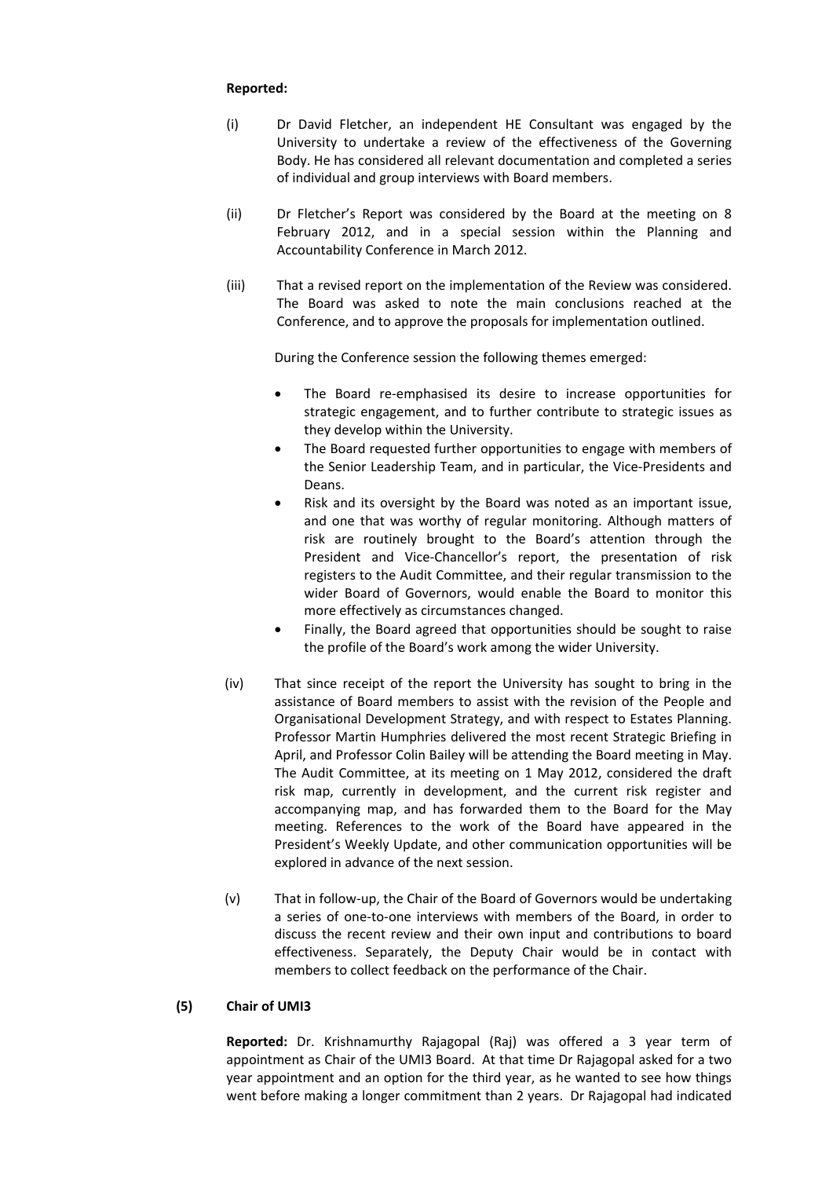**Reported:**

(i) Dr David Fletcher, an independent HE Consultant was engaged by the University to undertake a review of the effectiveness of the Governing Body. He has considered all relevant documentation and completed a series of individual and group interviews with Board members.

(ii) Dr Fletcher's Report was considered by the Board at the meeting on 8 February 2012, and in a special session within the Planning and Accountability Conference in March 2012.

(iii) That a revised report on the implementation of the Review was considered. The Board was asked to note the main conclusions reached at the Conference, and to approve the proposals for implementation outlined.

During the Conference session the following themes emerged:

- The Board re-emphasised its desire to increase opportunities for strategic engagement, and to further contribute to strategic issues as they develop within the University.
- The Board requested further opportunities to engage with members of the Senior Leadership Team, and in particular, the Vice-Presidents and Deans.
- Risk and its oversight by the Board was noted as an important issue, and one that was worthy of regular monitoring. Although matters of risk are routinely brought to the Board's attention through the President and Vice-Chancellor's report, the presentation of risk registers to the Audit Committee, and their regular transmission to the wider Board of Governors, would enable the Board to monitor this more effectively as circumstances changed.
- Finally, the Board agreed that opportunities should be sought to raise the profile of the Board's work among the wider University.

(iv) That since receipt of the report the University has sought to bring in the assistance of Board members to assist with the revision of the People and Organisational Development Strategy, and with respect to Estates Planning. Professor Martin Humphries delivered the most recent Strategic Briefing in April, and Professor Colin Bailey will be attending the Board meeting in May. The Audit Committee, at its meeting on 1 May 2012, considered the draft risk map, currently in development, and the current risk register and accompanying map, and has forwarded them to the Board for the May meeting. References to the work of the Board have appeared in the President's Weekly Update, and other communication opportunities will be explored in advance of the next session.

(v) That in follow-up, the Chair of the Board of Governors would be undertaking a series of one-to-one interviews with members of the Board, in order to discuss the recent review and their own input and contributions to board effectiveness. Separately, the Deputy Chair would be in contact with members to collect feedback on the performance of the Chair.

**(5) Chair of UMI3**

**Reported:** Dr. Krishnamurthy Rajagopal (Raj) was offered a 3 year term of appointment as Chair of the UMI3 Board. At that time Dr Rajagopal asked for a two year appointment and an option for the third year, as he wanted to see how things went before making a longer commitment than 2 years. Dr Rajagopal had indicated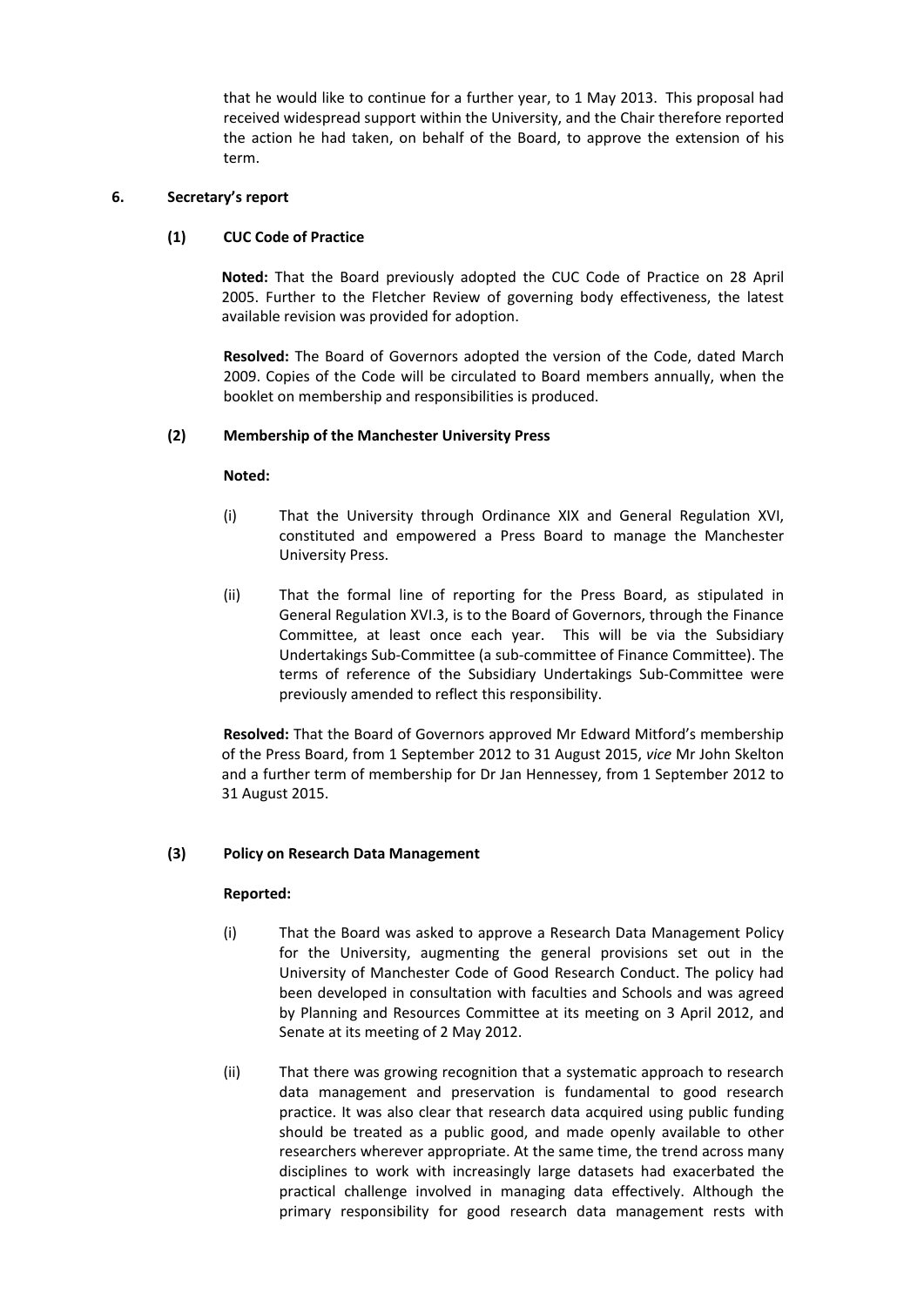that he would like to continue for a further year, to 1 May 2013. This proposal had received widespread support within the University, and the Chair therefore reported the action he had taken, on behalf of the Board, to approve the extension of his term.

## 6. Secretary's report

### (1) CUC Code of Practice

**Noted:** That the Board previously adopted the CUC Code of Practice on 28 April 2005. Further to the Fletcher Review of governing body effectiveness, the latest available revision was provided for adoption.

**Resolved:** The Board of Governors adopted the version of the Code, dated March 2009. Copies of the Code will be circulated to Board members annually, when the booklet on membership and responsibilities is produced.

### (2) Membership of the Manchester University Press

**Noted:**

(i) That the University through Ordinance XIX and General Regulation XVI, constituted and empowered a Press Board to manage the Manchester University Press.

(ii) That the formal line of reporting for the Press Board, as stipulated in General Regulation XVI.3, is to the Board of Governors, through the Finance Committee, at least once each year. This will be via the Subsidiary Undertakings Sub-Committee (a sub-committee of Finance Committee). The terms of reference of the Subsidiary Undertakings Sub-Committee were previously amended to reflect this responsibility.

**Resolved:** That the Board of Governors approved Mr Edward Mitford's membership of the Press Board, from 1 September 2012 to 31 August 2015, *vice* Mr John Skelton and a further term of membership for Dr Jan Hennessey, from 1 September 2012 to 31 August 2015.

### (3) Policy on Research Data Management

**Reported:**

(i) That the Board was asked to approve a Research Data Management Policy for the University, augmenting the general provisions set out in the University of Manchester Code of Good Research Conduct. The policy had been developed in consultation with faculties and Schools and was agreed by Planning and Resources Committee at its meeting on 3 April 2012, and Senate at its meeting of 2 May 2012.

(ii) That there was growing recognition that a systematic approach to research data management and preservation is fundamental to good research practice. It was also clear that research data acquired using public funding should be treated as a public good, and made openly available to other researchers wherever appropriate. At the same time, the trend across many disciplines to work with increasingly large datasets had exacerbated the practical challenge involved in managing data effectively. Although the primary responsibility for good research data management rests with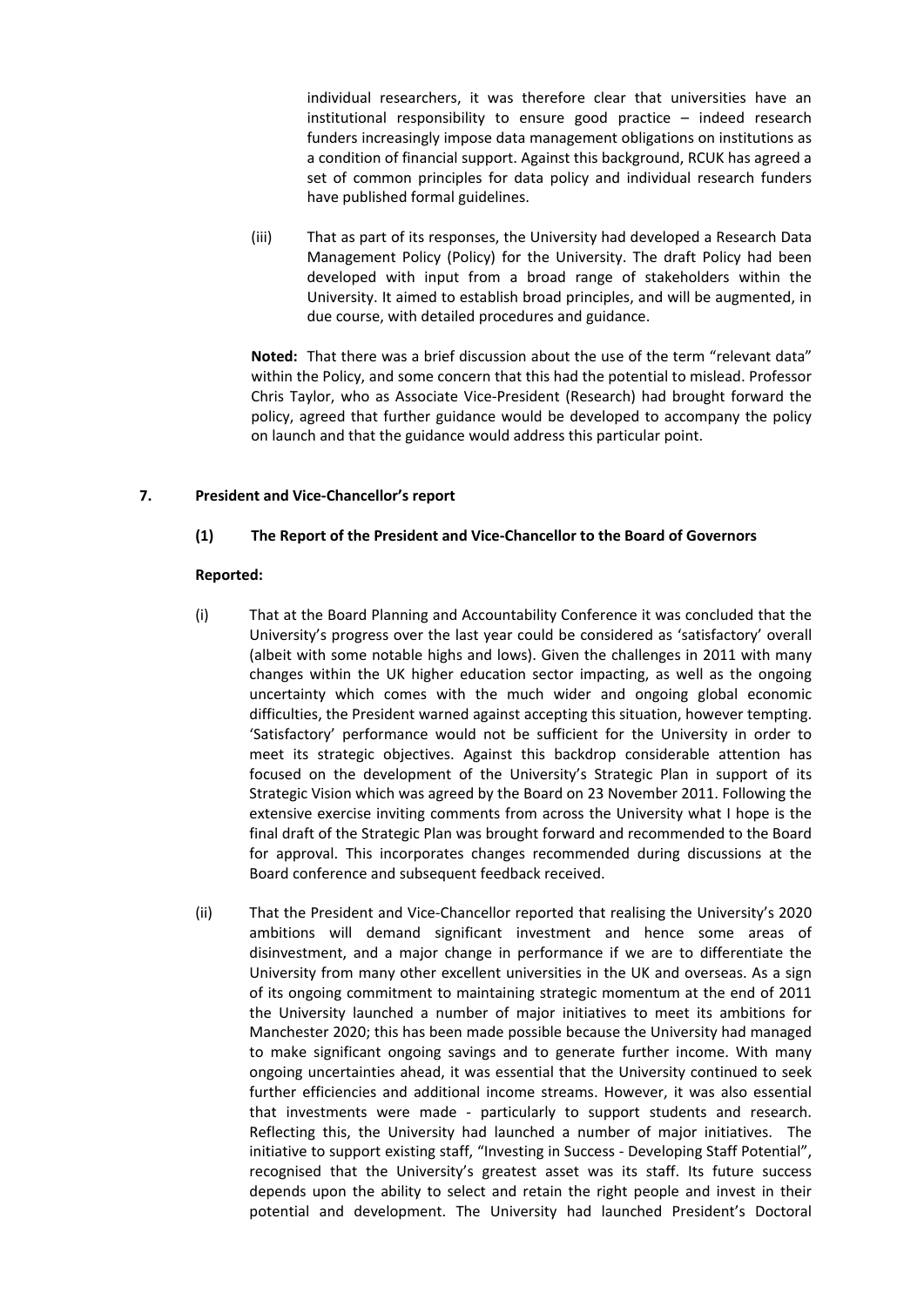individual researchers, it was therefore clear that universities have an institutional responsibility to ensure good practice – indeed research funders increasingly impose data management obligations on institutions as a condition of financial support. Against this background, RCUK has agreed a set of common principles for data policy and individual research funders have published formal guidelines.

(iii) That as part of its responses, the University had developed a Research Data Management Policy (Policy) for the University. The draft Policy had been developed with input from a broad range of stakeholders within the University. It aimed to establish broad principles, and will be augmented, in due course, with detailed procedures and guidance.

**Noted:** That there was a brief discussion about the use of the term "relevant data" within the Policy, and some concern that this had the potential to mislead. Professor Chris Taylor, who as Associate Vice-President (Research) had brought forward the policy, agreed that further guidance would be developed to accompany the policy on launch and that the guidance would address this particular point.

## 7. President and Vice-Chancellor's report

### (1) The Report of the President and Vice-Chancellor to the Board of Governors

**Reported:**

(i) That at the Board Planning and Accountability Conference it was concluded that the University's progress over the last year could be considered as 'satisfactory' overall (albeit with some notable highs and lows). Given the challenges in 2011 with many changes within the UK higher education sector impacting, as well as the ongoing uncertainty which comes with the much wider and ongoing global economic difficulties, the President warned against accepting this situation, however tempting. 'Satisfactory' performance would not be sufficient for the University in order to meet its strategic objectives. Against this backdrop considerable attention has focused on the development of the University's Strategic Plan in support of its Strategic Vision which was agreed by the Board on 23 November 2011. Following the extensive exercise inviting comments from across the University what I hope is the final draft of the Strategic Plan was brought forward and recommended to the Board for approval. This incorporates changes recommended during discussions at the Board conference and subsequent feedback received.

(ii) That the President and Vice-Chancellor reported that realising the University's 2020 ambitions will demand significant investment and hence some areas of disinvestment, and a major change in performance if we are to differentiate the University from many other excellent universities in the UK and overseas. As a sign of its ongoing commitment to maintaining strategic momentum at the end of 2011 the University launched a number of major initiatives to meet its ambitions for Manchester 2020; this has been made possible because the University had managed to make significant ongoing savings and to generate further income. With many ongoing uncertainties ahead, it was essential that the University continued to seek further efficiencies and additional income streams. However, it was also essential that investments were made - particularly to support students and research. Reflecting this, the University had launched a number of major initiatives. The initiative to support existing staff, "Investing in Success - Developing Staff Potential", recognised that the University's greatest asset was its staff. Its future success depends upon the ability to select and retain the right people and invest in their potential and development. The University had launched President's Doctoral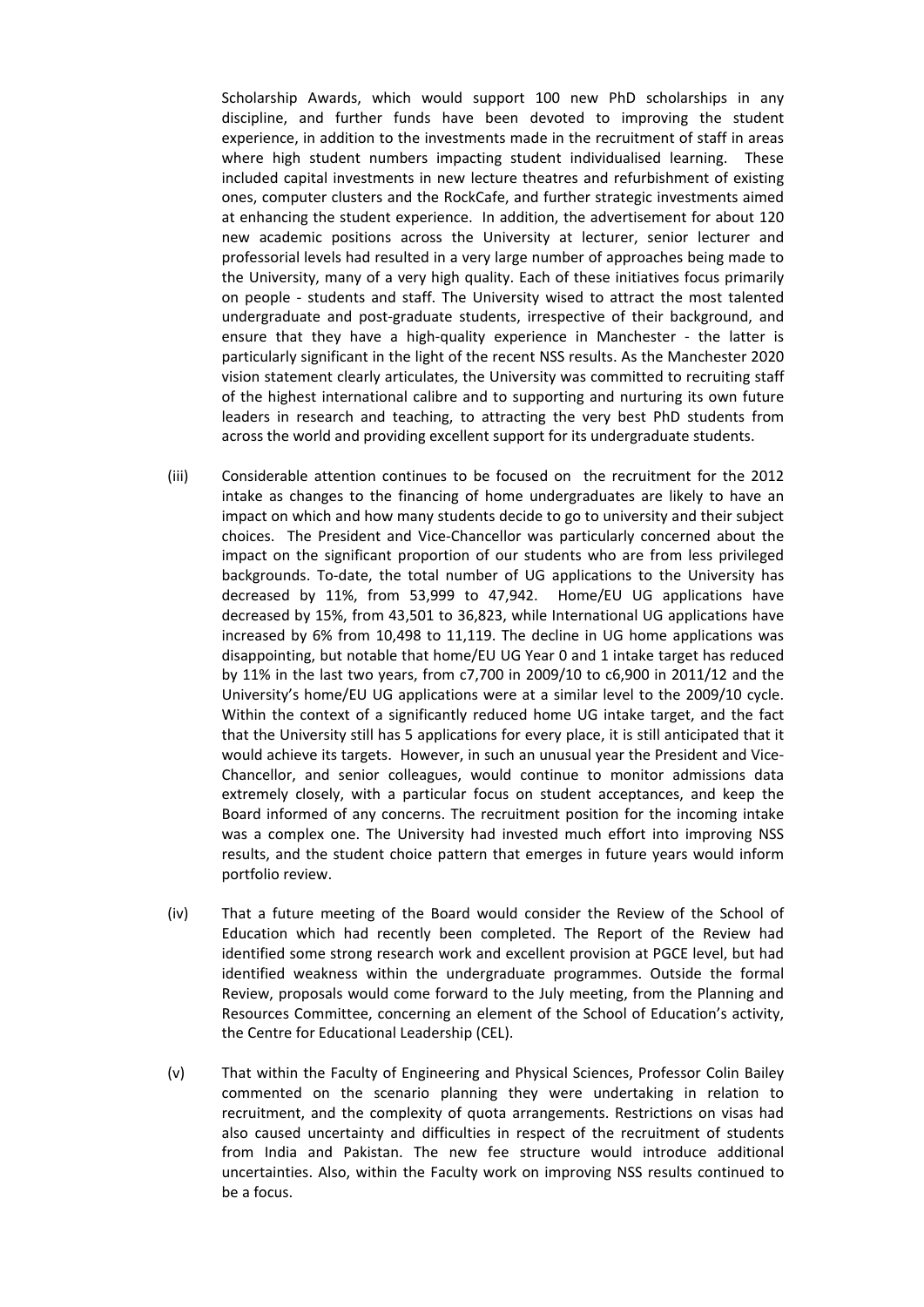Scholarship Awards, which would support 100 new PhD scholarships in any discipline, and further funds have been devoted to improving the student experience, in addition to the investments made in the recruitment of staff in areas where high student numbers impacting student individualised learning. These included capital investments in new lecture theatres and refurbishment of existing ones, computer clusters and the RockCafe, and further strategic investments aimed at enhancing the student experience. In addition, the advertisement for about 120 new academic positions across the University at lecturer, senior lecturer and professorial levels had resulted in a very large number of approaches being made to the University, many of a very high quality. Each of these initiatives focus primarily on people - students and staff. The University wised to attract the most talented undergraduate and post-graduate students, irrespective of their background, and ensure that they have a high-quality experience in Manchester - the latter is particularly significant in the light of the recent NSS results. As the Manchester 2020 vision statement clearly articulates, the University was committed to recruiting staff of the highest international calibre and to supporting and nurturing its own future leaders in research and teaching, to attracting the very best PhD students from across the world and providing excellent support for its undergraduate students.

(iii) Considerable attention continues to be focused on the recruitment for the 2012 intake as changes to the financing of home undergraduates are likely to have an impact on which and how many students decide to go to university and their subject choices. The President and Vice-Chancellor was particularly concerned about the impact on the significant proportion of our students who are from less privileged backgrounds. To-date, the total number of UG applications to the University has decreased by 11%, from 53,999 to 47,942. Home/EU UG applications have decreased by 15%, from 43,501 to 36,823, while International UG applications have increased by 6% from 10,498 to 11,119. The decline in UG home applications was disappointing, but notable that home/EU UG Year 0 and 1 intake target has reduced by 11% in the last two years, from c7,700 in 2009/10 to c6,900 in 2011/12 and the University's home/EU UG applications were at a similar level to the 2009/10 cycle. Within the context of a significantly reduced home UG intake target, and the fact that the University still has 5 applications for every place, it is still anticipated that it would achieve its targets. However, in such an unusual year the President and Vice-Chancellor, and senior colleagues, would continue to monitor admissions data extremely closely, with a particular focus on student acceptances, and keep the Board informed of any concerns. The recruitment position for the incoming intake was a complex one. The University had invested much effort into improving NSS results, and the student choice pattern that emerges in future years would inform portfolio review.

(iv) That a future meeting of the Board would consider the Review of the School of Education which had recently been completed. The Report of the Review had identified some strong research work and excellent provision at PGCE level, but had identified weakness within the undergraduate programmes. Outside the formal Review, proposals would come forward to the July meeting, from the Planning and Resources Committee, concerning an element of the School of Education's activity, the Centre for Educational Leadership (CEL).

(v) That within the Faculty of Engineering and Physical Sciences, Professor Colin Bailey commented on the scenario planning they were undertaking in relation to recruitment, and the complexity of quota arrangements. Restrictions on visas had also caused uncertainty and difficulties in respect of the recruitment of students from India and Pakistan. The new fee structure would introduce additional uncertainties. Also, within the Faculty work on improving NSS results continued to be a focus.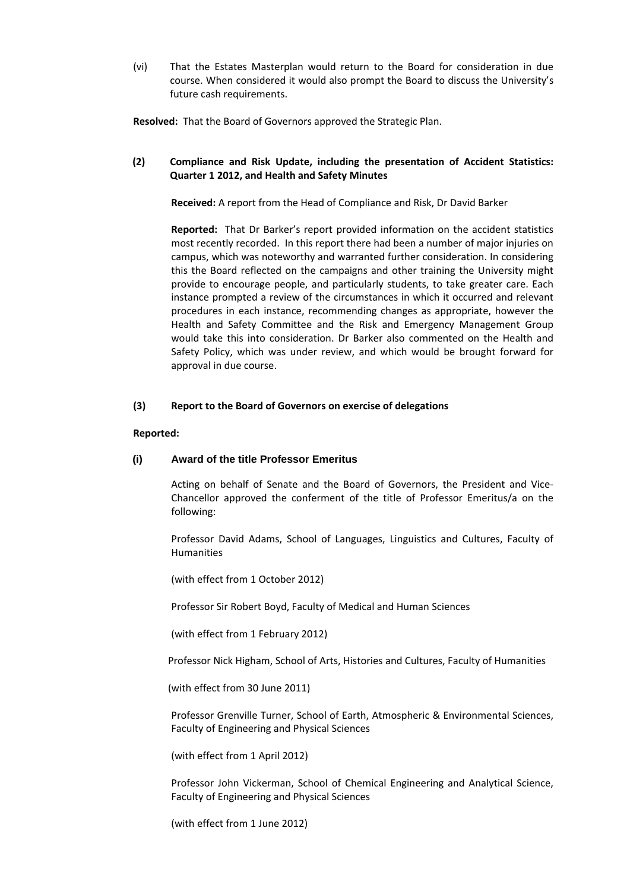(vi) That the Estates Masterplan would return to the Board for consideration in due course. When considered it would also prompt the Board to discuss the University's future cash requirements.

**Resolved:** That the Board of Governors approved the Strategic Plan.

**(2) Compliance and Risk Update, including the presentation of Accident Statistics: Quarter 1 2012, and Health and Safety Minutes**

**Received:** A report from the Head of Compliance and Risk, Dr David Barker

**Reported:** That Dr Barker's report provided information on the accident statistics most recently recorded. In this report there had been a number of major injuries on campus, which was noteworthy and warranted further consideration. In considering this the Board reflected on the campaigns and other training the University might provide to encourage people, and particularly students, to take greater care. Each instance prompted a review of the circumstances in which it occurred and relevant procedures in each instance, recommending changes as appropriate, however the Health and Safety Committee and the Risk and Emergency Management Group would take this into consideration. Dr Barker also commented on the Health and Safety Policy, which was under review, and which would be brought forward for approval in due course.

**(3) Report to the Board of Governors on exercise of delegations**

**Reported:**

**(i) Award of the title Professor Emeritus**

Acting on behalf of Senate and the Board of Governors, the President and Vice-Chancellor approved the conferment of the title of Professor Emeritus/a on the following:

Professor David Adams, School of Languages, Linguistics and Cultures, Faculty of Humanities

(with effect from 1 October 2012)

Professor Sir Robert Boyd, Faculty of Medical and Human Sciences

(with effect from 1 February 2012)

Professor Nick Higham, School of Arts, Histories and Cultures, Faculty of Humanities

(with effect from 30 June 2011)

Professor Grenville Turner, School of Earth, Atmospheric & Environmental Sciences, Faculty of Engineering and Physical Sciences

(with effect from 1 April 2012)

Professor John Vickerman, School of Chemical Engineering and Analytical Science, Faculty of Engineering and Physical Sciences

(with effect from 1 June 2012)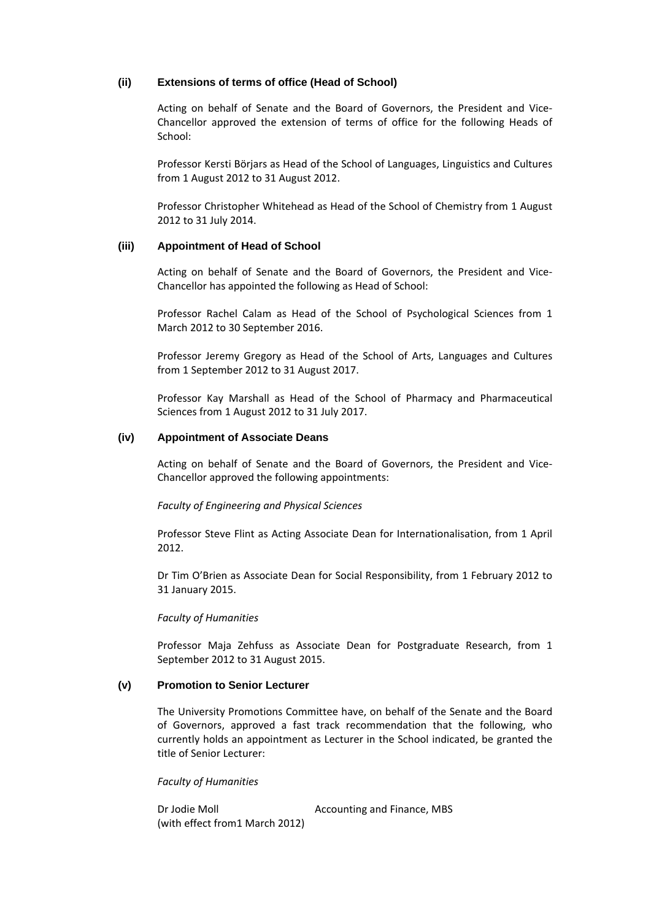### (ii) Extensions of terms of office (Head of School)

Acting on behalf of Senate and the Board of Governors, the President and Vice-Chancellor approved the extension of terms of office for the following Heads of School:

Professor Kersti Börjars as Head of the School of Languages, Linguistics and Cultures from 1 August 2012 to 31 August 2012.

Professor Christopher Whitehead as Head of the School of Chemistry from 1 August 2012 to 31 July 2014.

### (iii) Appointment of Head of School

Acting on behalf of Senate and the Board of Governors, the President and Vice-Chancellor has appointed the following as Head of School:

Professor Rachel Calam as Head of the School of Psychological Sciences from 1 March 2012 to 30 September 2016.

Professor Jeremy Gregory as Head of the School of Arts, Languages and Cultures from 1 September 2012 to 31 August 2017.

Professor Kay Marshall as Head of the School of Pharmacy and Pharmaceutical Sciences from 1 August 2012 to 31 July 2017.

### (iv) Appointment of Associate Deans

Acting on behalf of Senate and the Board of Governors, the President and Vice-Chancellor approved the following appointments:

*Faculty of Engineering and Physical Sciences*

Professor Steve Flint as Acting Associate Dean for Internationalisation, from 1 April 2012.

Dr Tim O'Brien as Associate Dean for Social Responsibility, from 1 February 2012 to 31 January 2015.

*Faculty of Humanities*

Professor Maja Zehfuss as Associate Dean for Postgraduate Research, from 1 September 2012 to 31 August 2015.

### (v) Promotion to Senior Lecturer

The University Promotions Committee have, on behalf of the Senate and the Board of Governors, approved a fast track recommendation that the following, who currently holds an appointment as Lecturer in the School indicated, be granted the title of Senior Lecturer:

*Faculty of Humanities*

Dr Jodie Moll (with effect from1 March 2012) — Accounting and Finance, MBS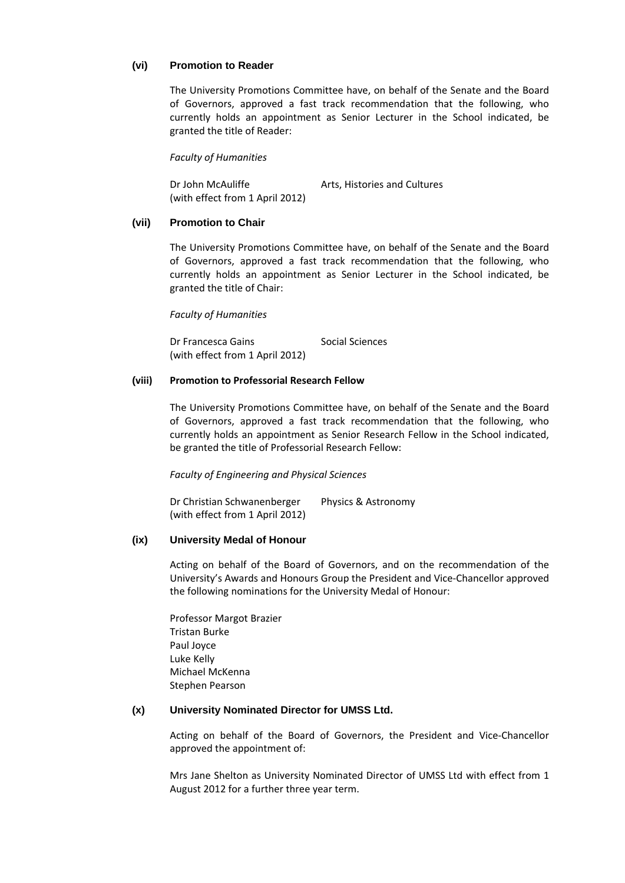### (vi) Promotion to Reader

The University Promotions Committee have, on behalf of the Senate and the Board of Governors, approved a fast track recommendation that the following, who currently holds an appointment as Senior Lecturer in the School indicated, be granted the title of Reader:

*Faculty of Humanities*

| | |
|---|---|
| Dr John McAuliffe (with effect from 1 April 2012) | Arts, Histories and Cultures |

### (vii) Promotion to Chair

The University Promotions Committee have, on behalf of the Senate and the Board of Governors, approved a fast track recommendation that the following, who currently holds an appointment as Senior Lecturer in the School indicated, be granted the title of Chair:

*Faculty of Humanities*

| | |
|---|---|
| Dr Francesca Gains (with effect from 1 April 2012) | Social Sciences |

### (viii) Promotion to Professorial Research Fellow

The University Promotions Committee have, on behalf of the Senate and the Board of Governors, approved a fast track recommendation that the following, who currently holds an appointment as Senior Research Fellow in the School indicated, be granted the title of Professorial Research Fellow:

*Faculty of Engineering and Physical Sciences*

| | |
|---|---|
| Dr Christian Schwanenberger (with effect from 1 April 2012) | Physics & Astronomy |

### (ix) University Medal of Honour

Acting on behalf of the Board of Governors, and on the recommendation of the University's Awards and Honours Group the President and Vice-Chancellor approved the following nominations for the University Medal of Honour:

Professor Margot Brazier
Tristan Burke
Paul Joyce
Luke Kelly
Michael McKenna
Stephen Pearson

### (x) University Nominated Director for UMSS Ltd.

Acting on behalf of the Board of Governors, the President and Vice-Chancellor approved the appointment of:

Mrs Jane Shelton as University Nominated Director of UMSS Ltd with effect from 1 August 2012 for a further three year term.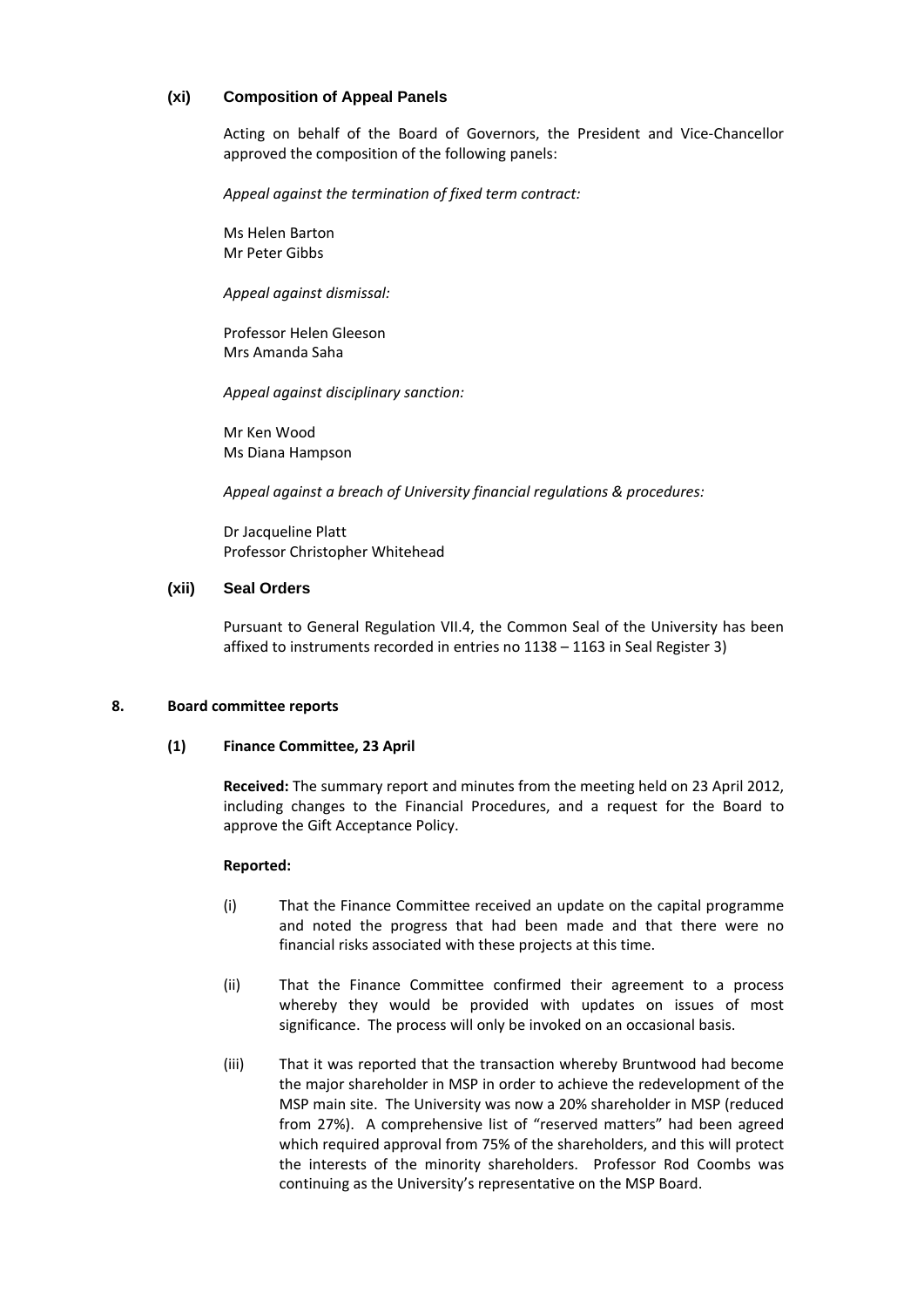### (xi) Composition of Appeal Panels

Acting on behalf of the Board of Governors, the President and Vice-Chancellor approved the composition of the following panels:

*Appeal against the termination of fixed term contract:*

Ms Helen Barton
Mr Peter Gibbs

*Appeal against dismissal:*

Professor Helen Gleeson
Mrs Amanda Saha

*Appeal against disciplinary sanction:*

Mr Ken Wood
Ms Diana Hampson

*Appeal against a breach of University financial regulations & procedures:*

Dr Jacqueline Platt
Professor Christopher Whitehead

### (xii) Seal Orders

Pursuant to General Regulation VII.4, the Common Seal of the University has been affixed to instruments recorded in entries no 1138 – 1163 in Seal Register 3)

## 8. Board committee reports

### (1) Finance Committee, 23 April

**Received:** The summary report and minutes from the meeting held on 23 April 2012, including changes to the Financial Procedures, and a request for the Board to approve the Gift Acceptance Policy.

**Reported:**

(i) That the Finance Committee received an update on the capital programme and noted the progress that had been made and that there were no financial risks associated with these projects at this time.

(ii) That the Finance Committee confirmed their agreement to a process whereby they would be provided with updates on issues of most significance. The process will only be invoked on an occasional basis.

(iii) That it was reported that the transaction whereby Bruntwood had become the major shareholder in MSP in order to achieve the redevelopment of the MSP main site. The University was now a 20% shareholder in MSP (reduced from 27%). A comprehensive list of "reserved matters" had been agreed which required approval from 75% of the shareholders, and this will protect the interests of the minority shareholders. Professor Rod Coombs was continuing as the University's representative on the MSP Board.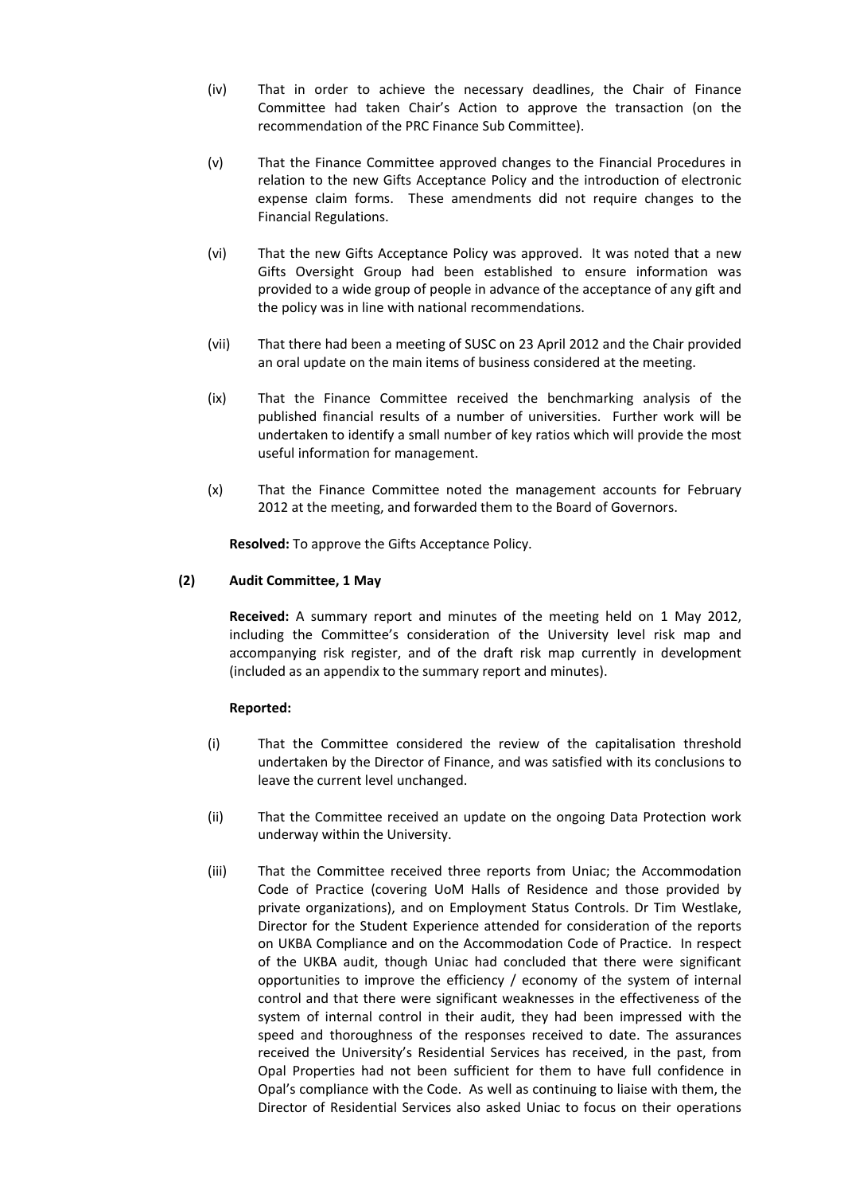(iv) That in order to achieve the necessary deadlines, the Chair of Finance Committee had taken Chair's Action to approve the transaction (on the recommendation of the PRC Finance Sub Committee).

(v) That the Finance Committee approved changes to the Financial Procedures in relation to the new Gifts Acceptance Policy and the introduction of electronic expense claim forms. These amendments did not require changes to the Financial Regulations.

(vi) That the new Gifts Acceptance Policy was approved. It was noted that a new Gifts Oversight Group had been established to ensure information was provided to a wide group of people in advance of the acceptance of any gift and the policy was in line with national recommendations.

(vii) That there had been a meeting of SUSC on 23 April 2012 and the Chair provided an oral update on the main items of business considered at the meeting.

(ix) That the Finance Committee received the benchmarking analysis of the published financial results of a number of universities. Further work will be undertaken to identify a small number of key ratios which will provide the most useful information for management.

(x) That the Finance Committee noted the management accounts for February 2012 at the meeting, and forwarded them to the Board of Governors.

**Resolved:** To approve the Gifts Acceptance Policy.

**(2) Audit Committee, 1 May**

**Received:** A summary report and minutes of the meeting held on 1 May 2012, including the Committee's consideration of the University level risk map and accompanying risk register, and of the draft risk map currently in development (included as an appendix to the summary report and minutes).

**Reported:**

(i) That the Committee considered the review of the capitalisation threshold undertaken by the Director of Finance, and was satisfied with its conclusions to leave the current level unchanged.

(ii) That the Committee received an update on the ongoing Data Protection work underway within the University.

(iii) That the Committee received three reports from Uniac; the Accommodation Code of Practice (covering UoM Halls of Residence and those provided by private organizations), and on Employment Status Controls. Dr Tim Westlake, Director for the Student Experience attended for consideration of the reports on UKBA Compliance and on the Accommodation Code of Practice. In respect of the UKBA audit, though Uniac had concluded that there were significant opportunities to improve the efficiency / economy of the system of internal control and that there were significant weaknesses in the effectiveness of the system of internal control in their audit, they had been impressed with the speed and thoroughness of the responses received to date. The assurances received the University's Residential Services has received, in the past, from Opal Properties had not been sufficient for them to have full confidence in Opal's compliance with the Code. As well as continuing to liaise with them, the Director of Residential Services also asked Uniac to focus on their operations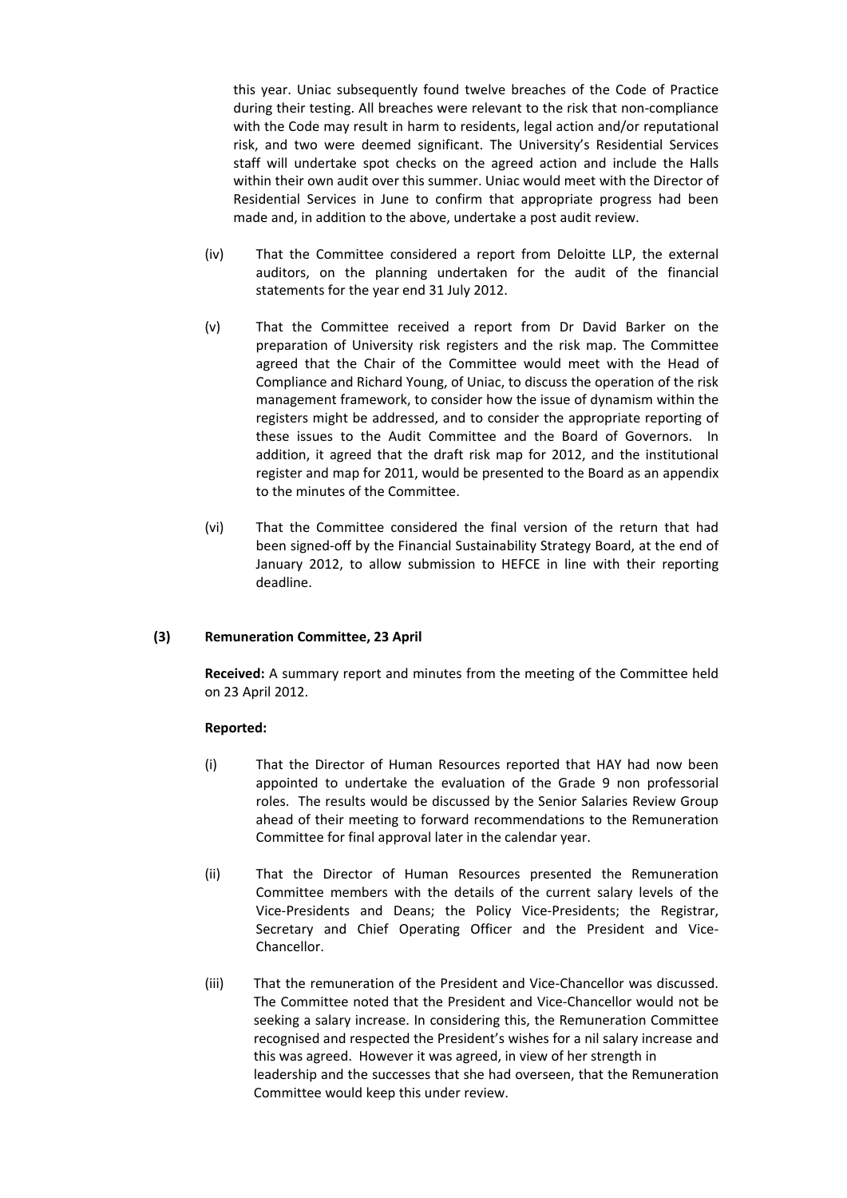this year. Uniac subsequently found twelve breaches of the Code of Practice during their testing. All breaches were relevant to the risk that non-compliance with the Code may result in harm to residents, legal action and/or reputational risk, and two were deemed significant. The University's Residential Services staff will undertake spot checks on the agreed action and include the Halls within their own audit over this summer. Uniac would meet with the Director of Residential Services in June to confirm that appropriate progress had been made and, in addition to the above, undertake a post audit review.

(iv) That the Committee considered a report from Deloitte LLP, the external auditors, on the planning undertaken for the audit of the financial statements for the year end 31 July 2012.

(v) That the Committee received a report from Dr David Barker on the preparation of University risk registers and the risk map. The Committee agreed that the Chair of the Committee would meet with the Head of Compliance and Richard Young, of Uniac, to discuss the operation of the risk management framework, to consider how the issue of dynamism within the registers might be addressed, and to consider the appropriate reporting of these issues to the Audit Committee and the Board of Governors. In addition, it agreed that the draft risk map for 2012, and the institutional register and map for 2011, would be presented to the Board as an appendix to the minutes of the Committee.

(vi) That the Committee considered the final version of the return that had been signed-off by the Financial Sustainability Strategy Board, at the end of January 2012, to allow submission to HEFCE in line with their reporting deadline.

**(3) Remuneration Committee, 23 April**

**Received:** A summary report and minutes from the meeting of the Committee held on 23 April 2012.

**Reported:**

(i) That the Director of Human Resources reported that HAY had now been appointed to undertake the evaluation of the Grade 9 non professorial roles. The results would be discussed by the Senior Salaries Review Group ahead of their meeting to forward recommendations to the Remuneration Committee for final approval later in the calendar year.

(ii) That the Director of Human Resources presented the Remuneration Committee members with the details of the current salary levels of the Vice-Presidents and Deans; the Policy Vice-Presidents; the Registrar, Secretary and Chief Operating Officer and the President and Vice-Chancellor.

(iii) That the remuneration of the President and Vice-Chancellor was discussed. The Committee noted that the President and Vice-Chancellor would not be seeking a salary increase. In considering this, the Remuneration Committee recognised and respected the President's wishes for a nil salary increase and this was agreed. However it was agreed, in view of her strength in leadership and the successes that she had overseen, that the Remuneration Committee would keep this under review.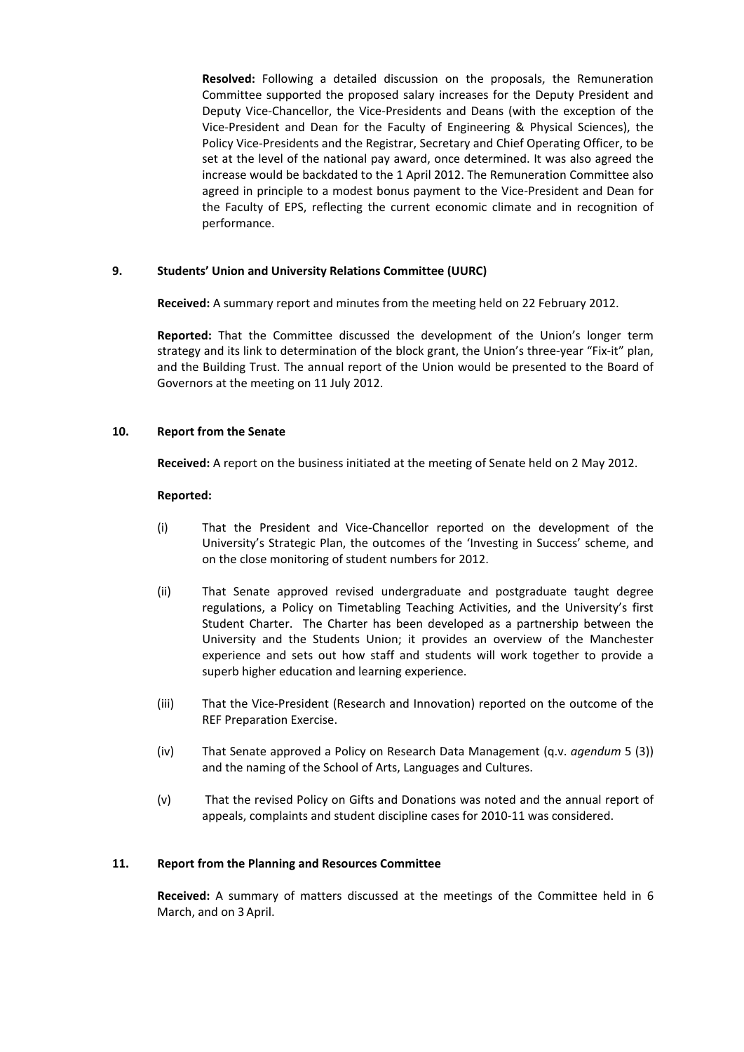**Resolved:** Following a detailed discussion on the proposals, the Remuneration Committee supported the proposed salary increases for the Deputy President and Deputy Vice-Chancellor, the Vice-Presidents and Deans (with the exception of the Vice-President and Dean for the Faculty of Engineering & Physical Sciences), the Policy Vice-Presidents and the Registrar, Secretary and Chief Operating Officer, to be set at the level of the national pay award, once determined. It was also agreed the increase would be backdated to the 1 April 2012. The Remuneration Committee also agreed in principle to a modest bonus payment to the Vice-President and Dean for the Faculty of EPS, reflecting the current economic climate and in recognition of performance.

## 9. Students' Union and University Relations Committee (UURC)

**Received:** A summary report and minutes from the meeting held on 22 February 2012.

**Reported:** That the Committee discussed the development of the Union's longer term strategy and its link to determination of the block grant, the Union's three-year "Fix-it" plan, and the Building Trust. The annual report of the Union would be presented to the Board of Governors at the meeting on 11 July 2012.

## 10. Report from the Senate

**Received:** A report on the business initiated at the meeting of Senate held on 2 May 2012.

**Reported:**

(i) That the President and Vice-Chancellor reported on the development of the University's Strategic Plan, the outcomes of the 'Investing in Success' scheme, and on the close monitoring of student numbers for 2012.

(ii) That Senate approved revised undergraduate and postgraduate taught degree regulations, a Policy on Timetabling Teaching Activities, and the University's first Student Charter. The Charter has been developed as a partnership between the University and the Students Union; it provides an overview of the Manchester experience and sets out how staff and students will work together to provide a superb higher education and learning experience.

(iii) That the Vice-President (Research and Innovation) reported on the outcome of the REF Preparation Exercise.

(iv) That Senate approved a Policy on Research Data Management (q.v. *agendum* 5 (3)) and the naming of the School of Arts, Languages and Cultures.

(v) That the revised Policy on Gifts and Donations was noted and the annual report of appeals, complaints and student discipline cases for 2010-11 was considered.

## 11. Report from the Planning and Resources Committee

**Received:** A summary of matters discussed at the meetings of the Committee held in 6 March, and on 3 April.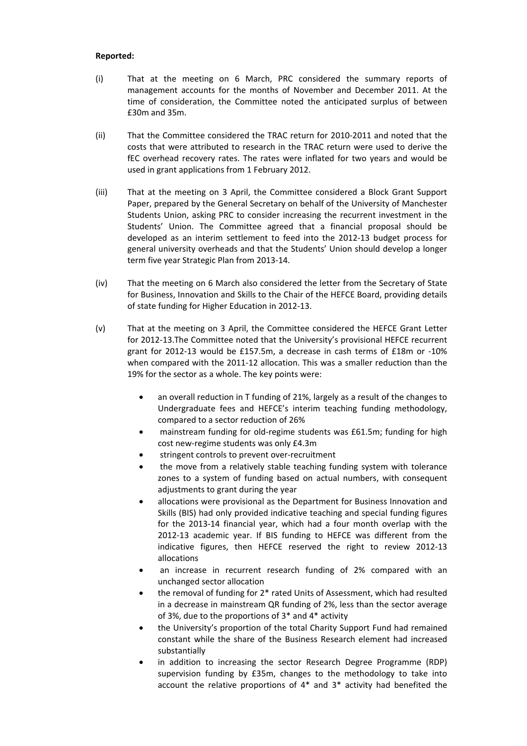**Reported:**

(i) That at the meeting on 6 March, PRC considered the summary reports of management accounts for the months of November and December 2011. At the time of consideration, the Committee noted the anticipated surplus of between £30m and 35m.

(ii) That the Committee considered the TRAC return for 2010-2011 and noted that the costs that were attributed to research in the TRAC return were used to derive the fEC overhead recovery rates. The rates were inflated for two years and would be used in grant applications from 1 February 2012.

(iii) That at the meeting on 3 April, the Committee considered a Block Grant Support Paper, prepared by the General Secretary on behalf of the University of Manchester Students Union, asking PRC to consider increasing the recurrent investment in the Students' Union. The Committee agreed that a financial proposal should be developed as an interim settlement to feed into the 2012-13 budget process for general university overheads and that the Students' Union should develop a longer term five year Strategic Plan from 2013-14.

(iv) That the meeting on 6 March also considered the letter from the Secretary of State for Business, Innovation and Skills to the Chair of the HEFCE Board, providing details of state funding for Higher Education in 2012-13.

(v) That at the meeting on 3 April, the Committee considered the HEFCE Grant Letter for 2012-13.The Committee noted that the University's provisional HEFCE recurrent grant for 2012-13 would be £157.5m, a decrease in cash terms of £18m or -10% when compared with the 2011-12 allocation. This was a smaller reduction than the 19% for the sector as a whole. The key points were:

- an overall reduction in T funding of 21%, largely as a result of the changes to Undergraduate fees and HEFCE's interim teaching funding methodology, compared to a sector reduction of 26%
- mainstream funding for old-regime students was £61.5m; funding for high cost new-regime students was only £4.3m
- stringent controls to prevent over-recruitment
- the move from a relatively stable teaching funding system with tolerance zones to a system of funding based on actual numbers, with consequent adjustments to grant during the year
- allocations were provisional as the Department for Business Innovation and Skills (BIS) had only provided indicative teaching and special funding figures for the 2013-14 financial year, which had a four month overlap with the 2012-13 academic year. If BIS funding to HEFCE was different from the indicative figures, then HEFCE reserved the right to review 2012-13 allocations
- an increase in recurrent research funding of 2% compared with an unchanged sector allocation
- the removal of funding for 2* rated Units of Assessment, which had resulted in a decrease in mainstream QR funding of 2%, less than the sector average of 3%, due to the proportions of 3* and 4* activity
- the University's proportion of the total Charity Support Fund had remained constant while the share of the Business Research element had increased substantially
- in addition to increasing the sector Research Degree Programme (RDP) supervision funding by £35m, changes to the methodology to take into account the relative proportions of 4* and 3* activity had benefited the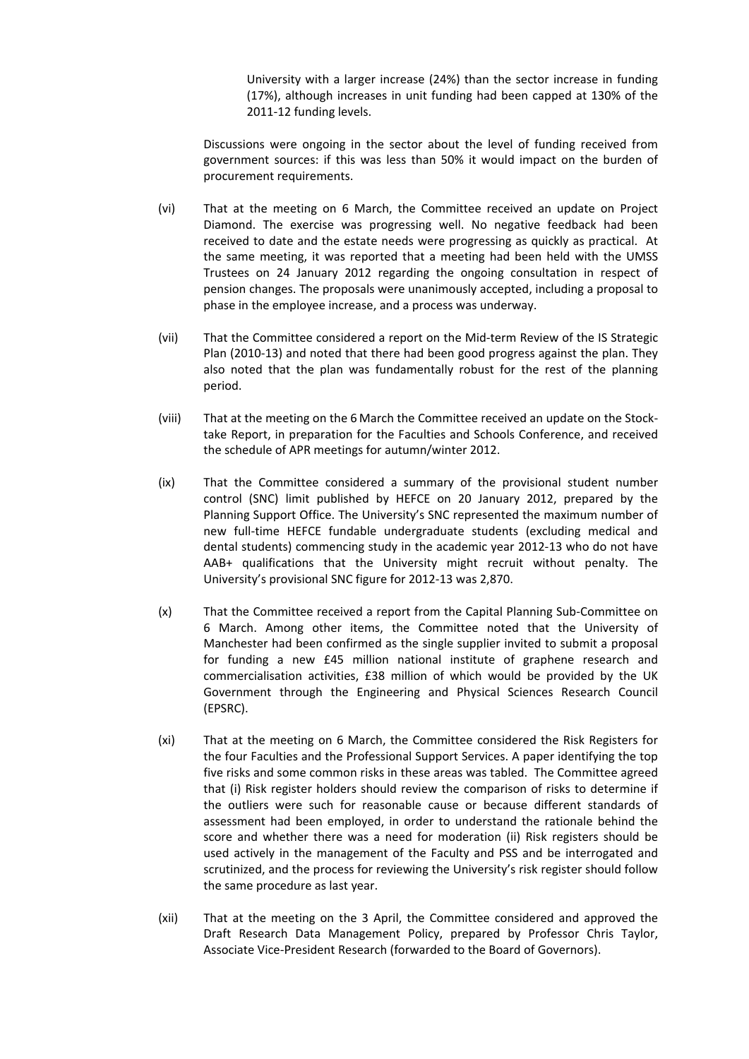University with a larger increase (24%) than the sector increase in funding (17%), although increases in unit funding had been capped at 130% of the 2011-12 funding levels.

Discussions were ongoing in the sector about the level of funding received from government sources: if this was less than 50% it would impact on the burden of procurement requirements.

(vi) That at the meeting on 6 March, the Committee received an update on Project Diamond. The exercise was progressing well. No negative feedback had been received to date and the estate needs were progressing as quickly as practical. At the same meeting, it was reported that a meeting had been held with the UMSS Trustees on 24 January 2012 regarding the ongoing consultation in respect of pension changes. The proposals were unanimously accepted, including a proposal to phase in the employee increase, and a process was underway.

(vii) That the Committee considered a report on the Mid-term Review of the IS Strategic Plan (2010-13) and noted that there had been good progress against the plan. They also noted that the plan was fundamentally robust for the rest of the planning period.

(viii) That at the meeting on the 6 March the Committee received an update on the Stock-take Report, in preparation for the Faculties and Schools Conference, and received the schedule of APR meetings for autumn/winter 2012.

(ix) That the Committee considered a summary of the provisional student number control (SNC) limit published by HEFCE on 20 January 2012, prepared by the Planning Support Office. The University's SNC represented the maximum number of new full-time HEFCE fundable undergraduate students (excluding medical and dental students) commencing study in the academic year 2012-13 who do not have AAB+ qualifications that the University might recruit without penalty. The University's provisional SNC figure for 2012-13 was 2,870.

(x) That the Committee received a report from the Capital Planning Sub-Committee on 6 March. Among other items, the Committee noted that the University of Manchester had been confirmed as the single supplier invited to submit a proposal for funding a new £45 million national institute of graphene research and commercialisation activities, £38 million of which would be provided by the UK Government through the Engineering and Physical Sciences Research Council (EPSRC).

(xi) That at the meeting on 6 March, the Committee considered the Risk Registers for the four Faculties and the Professional Support Services. A paper identifying the top five risks and some common risks in these areas was tabled. The Committee agreed that (i) Risk register holders should review the comparison of risks to determine if the outliers were such for reasonable cause or because different standards of assessment had been employed, in order to understand the rationale behind the score and whether there was a need for moderation (ii) Risk registers should be used actively in the management of the Faculty and PSS and be interrogated and scrutinized, and the process for reviewing the University's risk register should follow the same procedure as last year.

(xii) That at the meeting on the 3 April, the Committee considered and approved the Draft Research Data Management Policy, prepared by Professor Chris Taylor, Associate Vice-President Research (forwarded to the Board of Governors).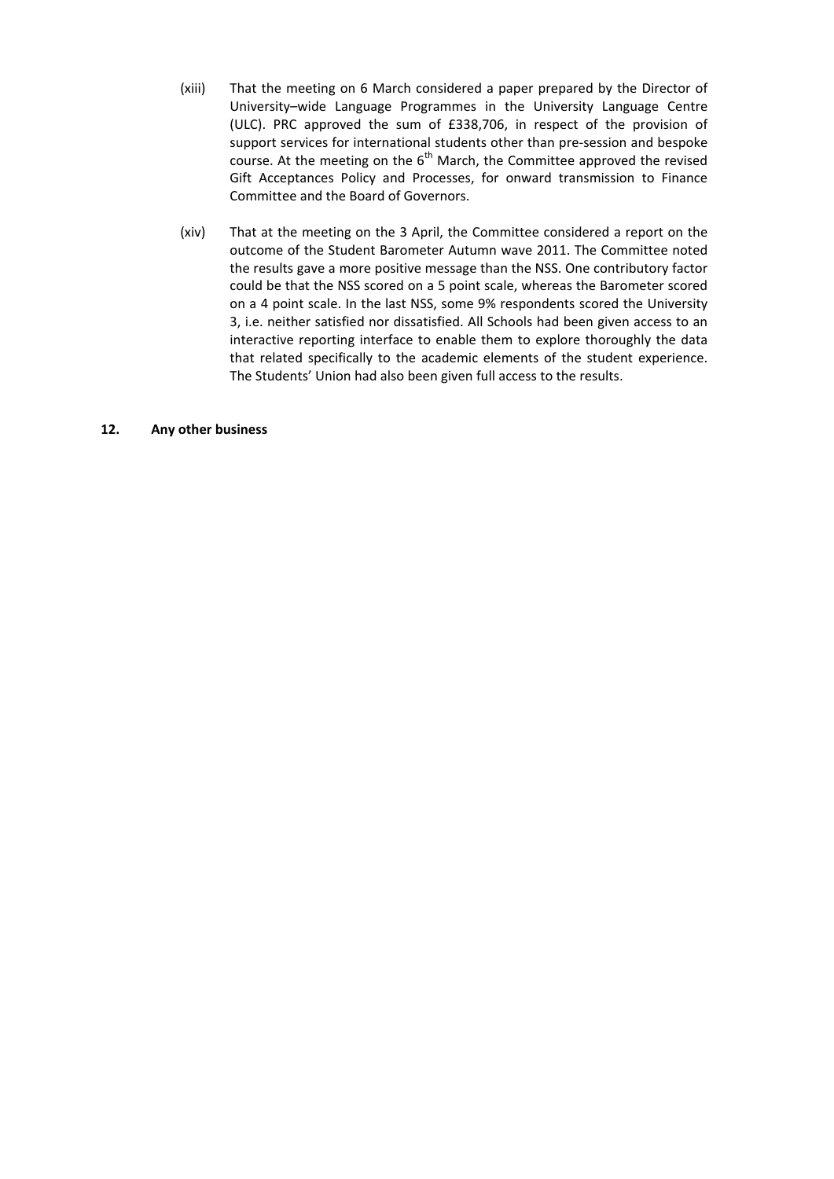(xiii) That the meeting on 6 March considered a paper prepared by the Director of University–wide Language Programmes in the University Language Centre (ULC). PRC approved the sum of £338,706, in respect of the provision of support services for international students other than pre-session and bespoke course. At the meeting on the 6th March, the Committee approved the revised Gift Acceptances Policy and Processes, for onward transmission to Finance Committee and the Board of Governors.

(xiv) That at the meeting on the 3 April, the Committee considered a report on the outcome of the Student Barometer Autumn wave 2011. The Committee noted the results gave a more positive message than the NSS. One contributory factor could be that the NSS scored on a 5 point scale, whereas the Barometer scored on a 4 point scale. In the last NSS, some 9% respondents scored the University 3, i.e. neither satisfied nor dissatisfied. All Schools had been given access to an interactive reporting interface to enable them to explore thoroughly the data that related specifically to the academic elements of the student experience. The Students' Union had also been given full access to the results.

**12. Any other business**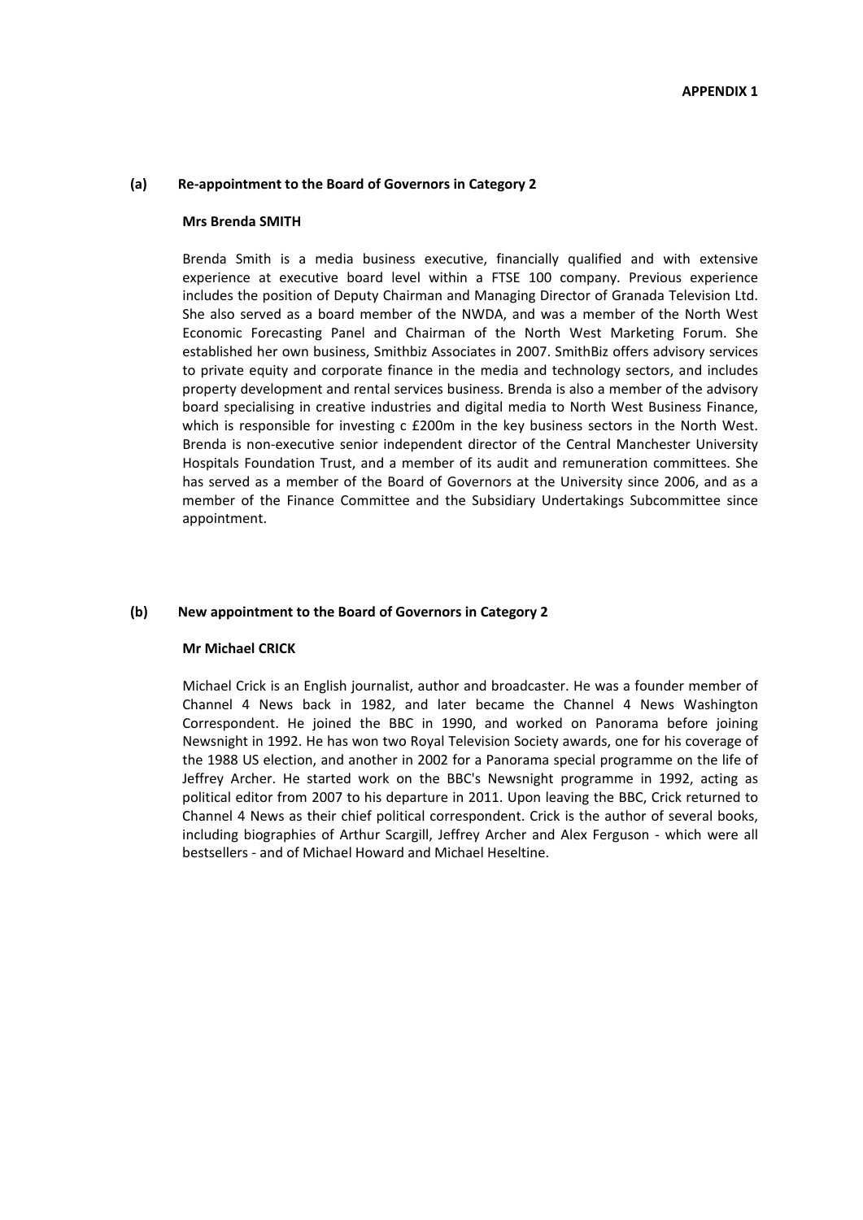**APPENDIX 1**

**(a) Re-appointment to the Board of Governors in Category 2**

**Mrs Brenda SMITH**

Brenda Smith is a media business executive, financially qualified and with extensive experience at executive board level within a FTSE 100 company. Previous experience includes the position of Deputy Chairman and Managing Director of Granada Television Ltd. She also served as a board member of the NWDA, and was a member of the North West Economic Forecasting Panel and Chairman of the North West Marketing Forum. She established her own business, Smithbiz Associates in 2007. SmithBiz offers advisory services to private equity and corporate finance in the media and technology sectors, and includes property development and rental services business. Brenda is also a member of the advisory board specialising in creative industries and digital media to North West Business Finance, which is responsible for investing c £200m in the key business sectors in the North West. Brenda is non-executive senior independent director of the Central Manchester University Hospitals Foundation Trust, and a member of its audit and remuneration committees. She has served as a member of the Board of Governors at the University since 2006, and as a member of the Finance Committee and the Subsidiary Undertakings Subcommittee since appointment.

**(b) New appointment to the Board of Governors in Category 2**

**Mr Michael CRICK**

Michael Crick is an English journalist, author and broadcaster. He was a founder member of Channel 4 News back in 1982, and later became the Channel 4 News Washington Correspondent. He joined the BBC in 1990, and worked on Panorama before joining Newsnight in 1992. He has won two Royal Television Society awards, one for his coverage of the 1988 US election, and another in 2002 for a Panorama special programme on the life of Jeffrey Archer. He started work on the BBC's Newsnight programme in 1992, acting as political editor from 2007 to his departure in 2011. Upon leaving the BBC, Crick returned to Channel 4 News as their chief political correspondent. Crick is the author of several books, including biographies of Arthur Scargill, Jeffrey Archer and Alex Ferguson - which were all bestsellers - and of Michael Howard and Michael Heseltine.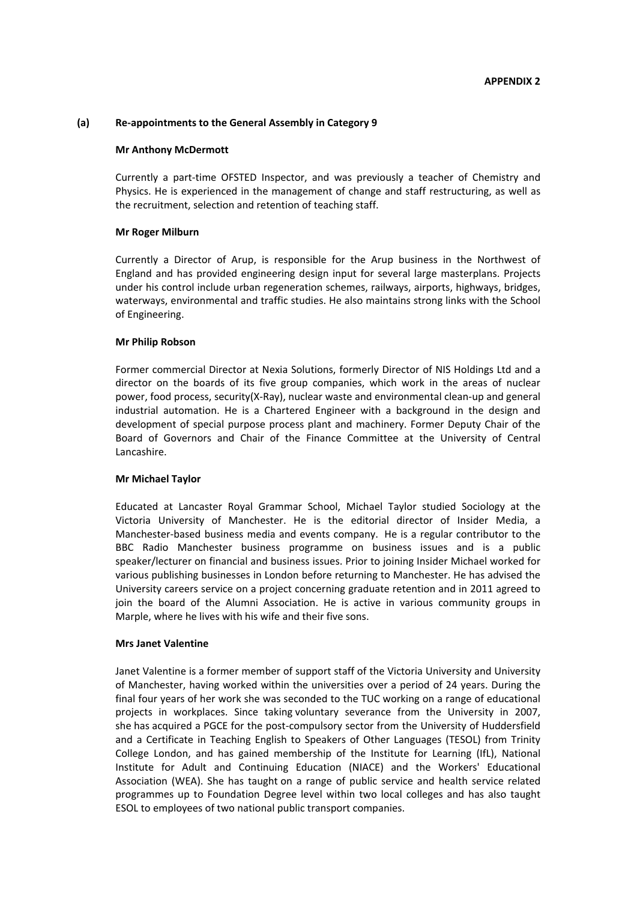**APPENDIX 2**

## (a) Re-appointments to the General Assembly in Category 9

**Mr Anthony McDermott**

Currently a part-time OFSTED Inspector, and was previously a teacher of Chemistry and Physics. He is experienced in the management of change and staff restructuring, as well as the recruitment, selection and retention of teaching staff.

**Mr Roger Milburn**

Currently a Director of Arup, is responsible for the Arup business in the Northwest of England and has provided engineering design input for several large masterplans. Projects under his control include urban regeneration schemes, railways, airports, highways, bridges, waterways, environmental and traffic studies. He also maintains strong links with the School of Engineering.

**Mr Philip Robson**

Former commercial Director at Nexia Solutions, formerly Director of NIS Holdings Ltd and a director on the boards of its five group companies, which work in the areas of nuclear power, food process, security(X-Ray), nuclear waste and environmental clean-up and general industrial automation. He is a Chartered Engineer with a background in the design and development of special purpose process plant and machinery. Former Deputy Chair of the Board of Governors and Chair of the Finance Committee at the University of Central Lancashire.

**Mr Michael Taylor**

Educated at Lancaster Royal Grammar School, Michael Taylor studied Sociology at the Victoria University of Manchester. He is the editorial director of Insider Media, a Manchester-based business media and events company. He is a regular contributor to the BBC Radio Manchester business programme on business issues and is a public speaker/lecturer on financial and business issues. Prior to joining Insider Michael worked for various publishing businesses in London before returning to Manchester. He has advised the University careers service on a project concerning graduate retention and in 2011 agreed to join the board of the Alumni Association. He is active in various community groups in Marple, where he lives with his wife and their five sons.

**Mrs Janet Valentine**

Janet Valentine is a former member of support staff of the Victoria University and University of Manchester, having worked within the universities over a period of 24 years. During the final four years of her work she was seconded to the TUC working on a range of educational projects in workplaces. Since taking voluntary severance from the University in 2007, she has acquired a PGCE for the post-compulsory sector from the University of Huddersfield and a Certificate in Teaching English to Speakers of Other Languages (TESOL) from Trinity College London, and has gained membership of the Institute for Learning (IfL), National Institute for Adult and Continuing Education (NIACE) and the Workers' Educational Association (WEA). She has taught on a range of public service and health service related programmes up to Foundation Degree level within two local colleges and has also taught ESOL to employees of two national public transport companies.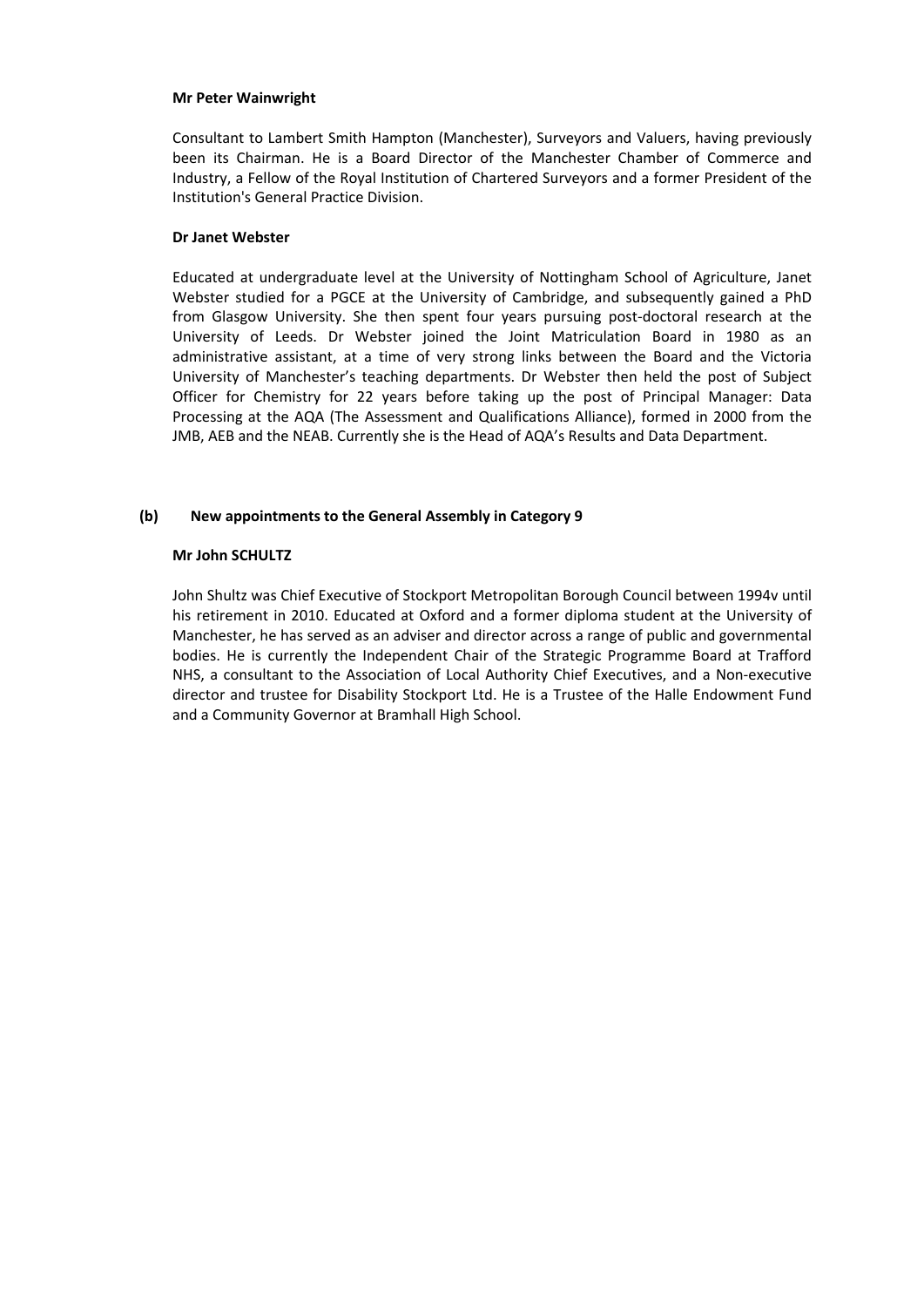**Mr Peter Wainwright**

Consultant to Lambert Smith Hampton (Manchester), Surveyors and Valuers, having previously been its Chairman. He is a Board Director of the Manchester Chamber of Commerce and Industry, a Fellow of the Royal Institution of Chartered Surveyors and a former President of the Institution's General Practice Division.

**Dr Janet Webster**

Educated at undergraduate level at the University of Nottingham School of Agriculture, Janet Webster studied for a PGCE at the University of Cambridge, and subsequently gained a PhD from Glasgow University. She then spent four years pursuing post-doctoral research at the University of Leeds. Dr Webster joined the Joint Matriculation Board in 1980 as an administrative assistant, at a time of very strong links between the Board and the Victoria University of Manchester's teaching departments. Dr Webster then held the post of Subject Officer for Chemistry for 22 years before taking up the post of Principal Manager: Data Processing at the AQA (The Assessment and Qualifications Alliance), formed in 2000 from the JMB, AEB and the NEAB. Currently she is the Head of AQA's Results and Data Department.

## (b) New appointments to the General Assembly in Category 9

**Mr John SCHULTZ**

John Shultz was Chief Executive of Stockport Metropolitan Borough Council between 1994v until his retirement in 2010. Educated at Oxford and a former diploma student at the University of Manchester, he has served as an adviser and director across a range of public and governmental bodies. He is currently the Independent Chair of the Strategic Programme Board at Trafford NHS, a consultant to the Association of Local Authority Chief Executives, and a Non-executive director and trustee for Disability Stockport Ltd. He is a Trustee of the Halle Endowment Fund and a Community Governor at Bramhall High School.